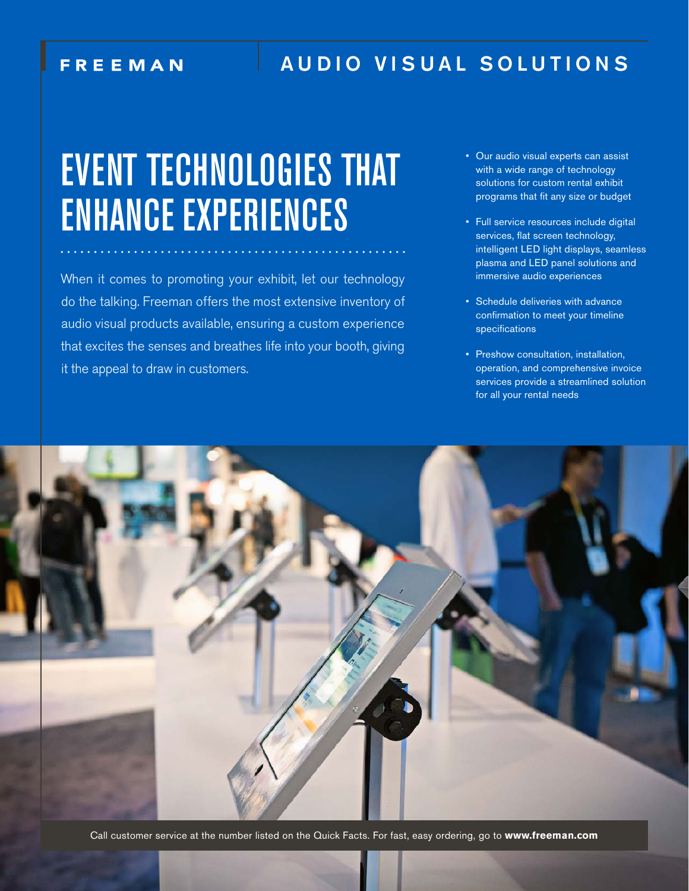FREEMAN | AUDIO VISUAL SOLUTIONS

# EVENT TECHNOLOGIES THAT ENHANCE EXPERIENCES

When it comes to promoting your exhibit, let our technology do the talking. Freeman offers the most extensive inventory of audio visual products available, ensuring a custom experience that excites the senses and breathes life into your booth, giving it the appeal to draw in customers.

- Our audio visual experts can assist with a wide range of technology solutions for custom rental exhibit programs that fit any size or budget
- Full service resources include digital services, flat screen technology, intelligent LED light displays, seamless plasma and LED panel solutions and immersive audio experiences
- Schedule deliveries with advance confirmation to meet your timeline specifications
- Preshow consultation, installation, operation, and comprehensive invoice services provide a streamlined solution for all your rental needs

Call customer service at the number listed on the Quick Facts. For fast, easy ordering, go to **www.freeman.com**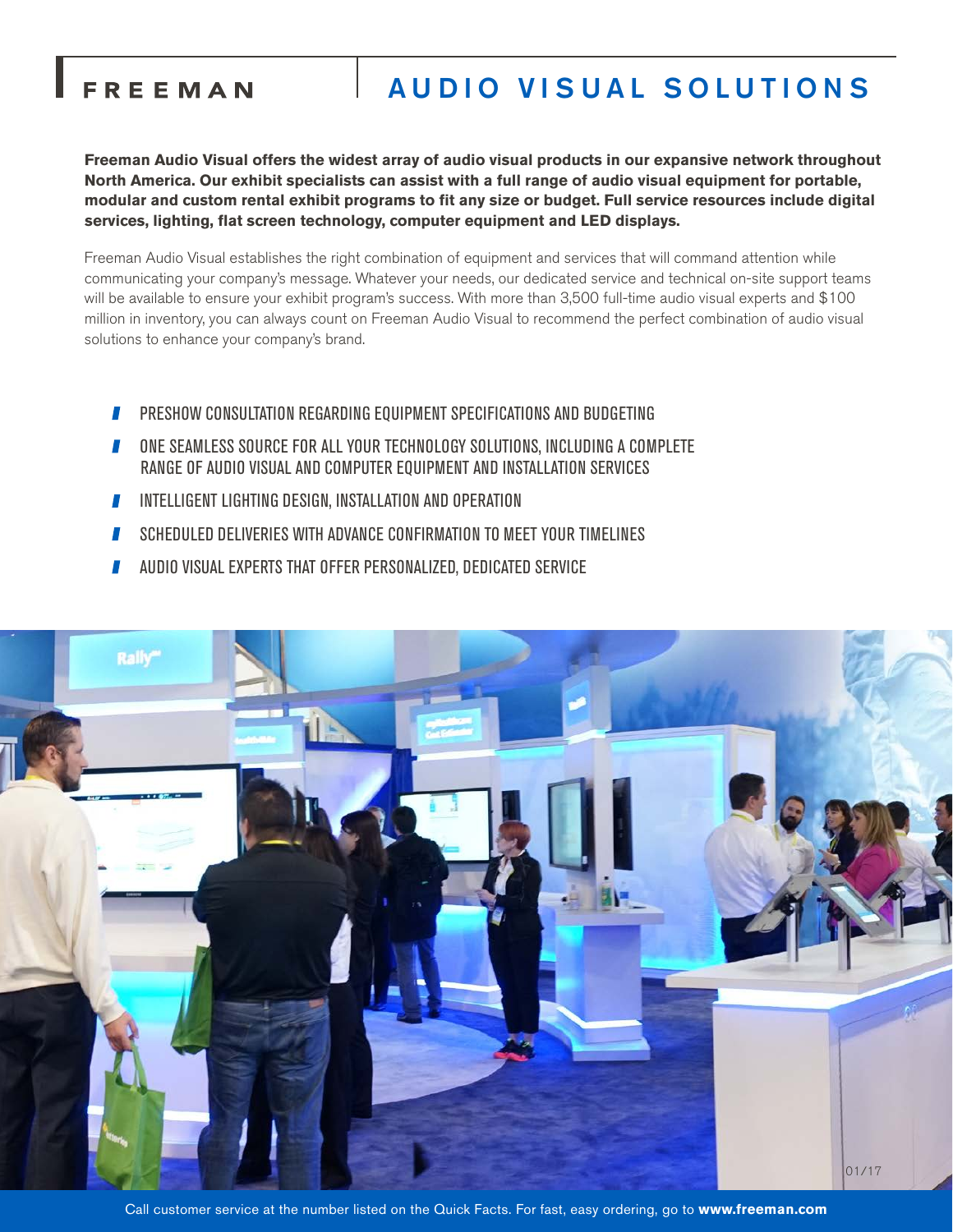# FREEMAN

# AUDIO VISUAL SOLUTIONS

**Freeman Audio Visual offers the widest array of audio visual products in our expansive network throughout North America. Our exhibit specialists can assist with a full range of audio visual equipment for portable, modular and custom rental exhibit programs to fit any size or budget. Full service resources include digital services, lighting, flat screen technology, computer equipment and LED displays.**

Freeman Audio Visual establishes the right combination of equipment and services that will command attention while communicating your company's message. Whatever your needs, our dedicated service and technical on-site support teams will be available to ensure your exhibit program's success. With more than 3,500 full-time audio visual experts and $100 million in inventory, you can always count on Freeman Audio Visual to recommend the perfect combination of audio visual solutions to enhance your company's brand.

- PRESHOW CONSULTATION REGARDING EQUIPMENT SPECIFICATIONS AND BUDGETING
- ONE SEAMLESS SOURCE FOR ALL YOUR TECHNOLOGY SOLUTIONS, INCLUDING A COMPLETE RANGE OF AUDIO VISUAL AND COMPUTER EQUIPMENT AND INSTALLATION SERVICES
- INTELLIGENT LIGHTING DESIGN, INSTALLATION AND OPERATION
- SCHEDULED DELIVERIES WITH ADVANCE CONFIRMATION TO MEET YOUR TIMELINES
- AUDIO VISUAL EXPERTS THAT OFFER PERSONALIZED, DEDICATED SERVICE

01/17

Call customer service at the number listed on the Quick Facts. For fast, easy ordering, go to **www.freeman.com**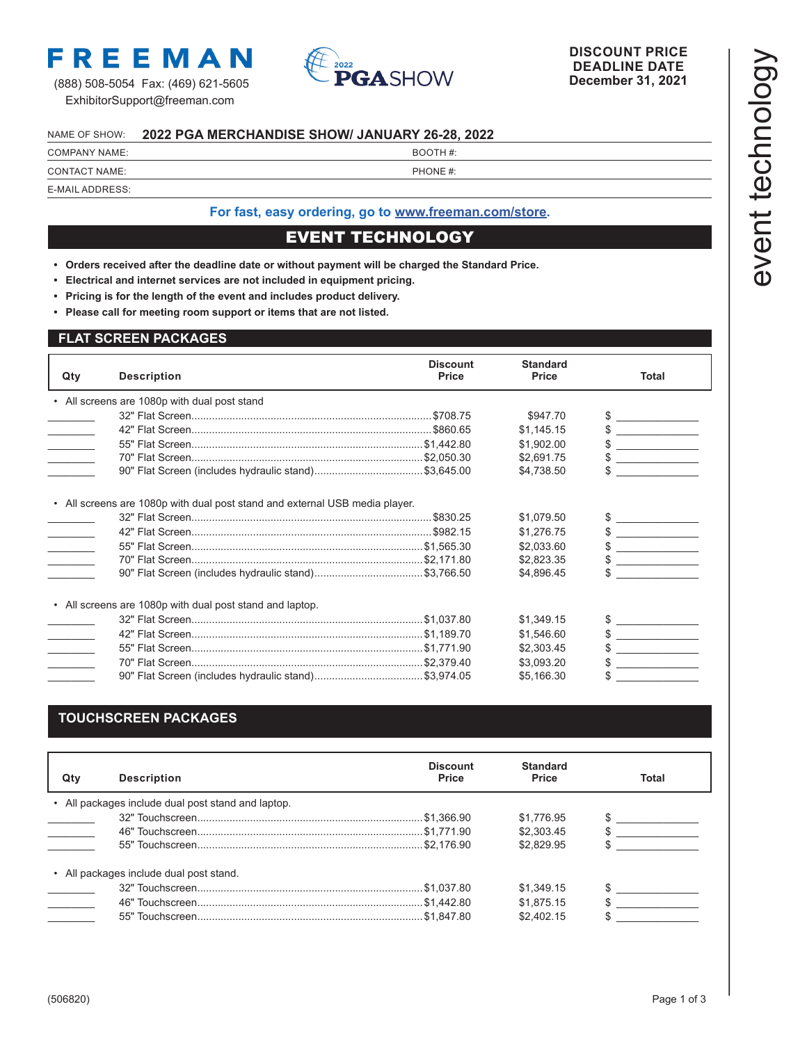**FREEMAN**

(888) 508-5054 Fax: (469) 621-5605
ExhibitorSupport@freeman.com

2022 PGA SHOW

**DISCOUNT PRICE DEADLINE DATE December 31, 2021**

event technology

NAME OF SHOW: **2022 PGA MERCHANDISE SHOW/ JANUARY 26-28, 2022**

COMPANY NAME: BOOTH #:

CONTACT NAME: PHONE #:

E-MAIL ADDRESS:

**For fast, easy ordering, go to www.freeman.com/store.**

# EVENT TECHNOLOGY

- **Orders received after the deadline date or without payment will be charged the Standard Price.**
- **Electrical and internet services are not included in equipment pricing.**
- **Pricing is for the length of the event and includes product delivery.**
- **Please call for meeting room support or items that are not listed.**

## FLAT SCREEN PACKAGES

| Qty | Description | Discount Price | Standard Price | Total |
|---|---|---|---|---|
| | • All screens are 1080p with dual post stand | | | |
| ______ | 32" Flat Screen | $708.75 | $947.70 | $ ______ |
| ______ | 42" Flat Screen | $860.65 | $1,145.15 | $ ______ |
| ______ | 55" Flat Screen | $1,442.80 | $1,902.00 | $ ______ |
| ______ | 70" Flat Screen | $2,050.30 | $2,691.75 | $ ______ |
| ______ | 90" Flat Screen (includes hydraulic stand) | $3,645.00 | $4,738.50 | $ ______ |
| | • All screens are 1080p with dual post stand and external USB media player. | | | |
| ______ | 32" Flat Screen | $830.25 | $1,079.50 | $ ______ |
| ______ | 42" Flat Screen | $982.15 | $1,276.75 | $ ______ |
| ______ | 55" Flat Screen | $1,565.30 | $2,033.60 | $ ______ |
| ______ | 70" Flat Screen | $2,171.80 | $2,823.35 | $ ______ |
| ______ | 90" Flat Screen (includes hydraulic stand) | $3,766.50 | $4,896.45 | $ ______ |
| | • All screens are 1080p with dual post stand and laptop. | | | |
| ______ | 32" Flat Screen | $1,037.80 | $1,349.15 | $ ______ |
| ______ | 42" Flat Screen | $1,189.70 | $1,546.60 | $ ______ |
| ______ | 55" Flat Screen | $1,771.90 | $2,303.45 | $ ______ |
| ______ | 70" Flat Screen | $2,379.40 | $3,093.20 | $ ______ |
| ______ | 90" Flat Screen (includes hydraulic stand) | $3,974.05 | $5,166.30 | $ ______ |

## TOUCHSCREEN PACKAGES

| Qty | Description | Discount Price | Standard Price | Total |
|---|---|---|---|---|
| | • All packages include dual post stand and laptop. | | | |
| ______ | 32" Touchscreen | $1,366.90 | $1,776.95 | $ ______ |
| ______ | 46" Touchscreen | $1,771.90 | $2,303.45 | $ ______ |
| ______ | 55" Touchscreen | $2,176.90 | $2,829.95 | $ ______ |
| | • All packages include dual post stand. | | | |
| ______ | 32" Touchscreen | $1,037.80 | $1,349.15 | $ ______ |
| ______ | 46" Touchscreen | $1,442.80 | $1,875.15 | $ ______ |
| ______ | 55" Touchscreen | $1,847.80 | $2,402.15 | $ ______ |

(506820)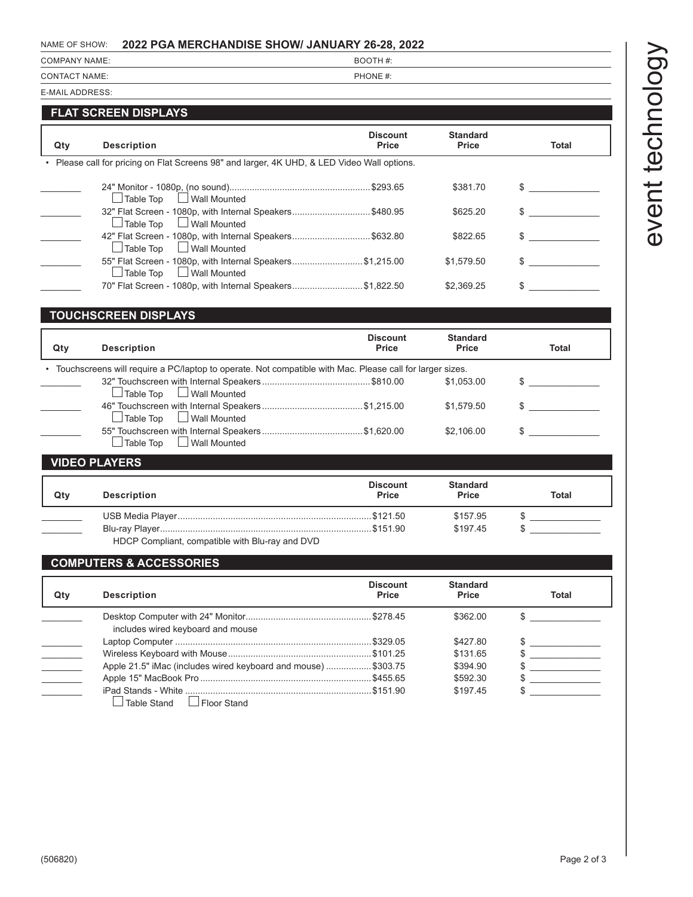NAME OF SHOW: **2022 PGA MERCHANDISE SHOW/ JANUARY 26-28, 2022**

COMPANY NAME: BOOTH #:

CONTACT NAME: PHONE #:

E-MAIL ADDRESS:

event technology

## FLAT SCREEN DISPLAYS

| Qty | Description | Discount Price | Standard Price | Total |
|---|---|---|---|---|
| • Please call for pricing on Flat Screens 98" and larger, 4K UHD, & LED Video Wall options. | | | | |
| ________ | 24" Monitor - 1080p, (no sound) ☐ Table Top ☐ Wall Mounted | $293.65 | $381.70 | $ ____________ |
| ________ | 32" Flat Screen - 1080p, with Internal Speakers ☐ Table Top ☐ Wall Mounted | $480.95 | $625.20 | $ ____________ |
| ________ | 42" Flat Screen - 1080p, with Internal Speakers ☐ Table Top ☐ Wall Mounted | $632.80 | $822.65 | $ ____________ |
| ________ | 55" Flat Screen - 1080p, with Internal Speakers ☐ Table Top ☐ Wall Mounted | $1,215.00 | $1,579.50 | $ ____________ |
| ________ | 70" Flat Screen - 1080p, with Internal Speakers | $1,822.50 | $2,369.25 | $ ____________ |

## TOUCHSCREEN DISPLAYS

| Qty | Description | Discount Price | Standard Price | Total |
|---|---|---|---|---|
| • Touchscreens will require a PC/laptop to operate. Not compatible with Mac. Please call for larger sizes. | | | | |
| ________ | 32" Touchscreen with Internal Speakers ☐ Table Top ☐ Wall Mounted | $810.00 | $1,053.00 | $ ____________ |
| ________ | 46" Touchscreen with Internal Speakers ☐ Table Top ☐ Wall Mounted | $1,215.00 | $1,579.50 | $ ____________ |
| ________ | 55" Touchscreen with Internal Speakers ☐ Table Top ☐ Wall Mounted | $1,620.00 | $2,106.00 | $ ____________ |

## VIDEO PLAYERS

| Qty | Description | Discount Price | Standard Price | Total |
|---|---|---|---|---|
| ________ | USB Media Player | $121.50 | $157.95 | $ ____________ |
| ________ | Blu-ray Player<br>HDCP Compliant, compatible with Blu-ray and DVD | $151.90 | $197.45 | $ ____________ |

## COMPUTERS & ACCESSORIES

| Qty | Description | Discount Price | Standard Price | Total |
|---|---|---|---|---|
| ________ | Desktop Computer with 24" Monitor<br>includes wired keyboard and mouse | $278.45 | $362.00 | $ ____________ |
| ________ | Laptop Computer | $329.05 | $427.80 | $ ____________ |
| ________ | Wireless Keyboard with Mouse | $101.25 | $131.65 | $ ____________ |
| ________ | Apple 21.5" iMac (includes wired keyboard and mouse) | $303.75 | $394.90 | $ ____________ |
| ________ | Apple 15" MacBook Pro | $455.65 | $592.30 | $ ____________ |
| ________ | iPad Stands - White ☐ Table Stand ☐ Floor Stand | $151.90 | $197.45 | $ ____________ |

(506820)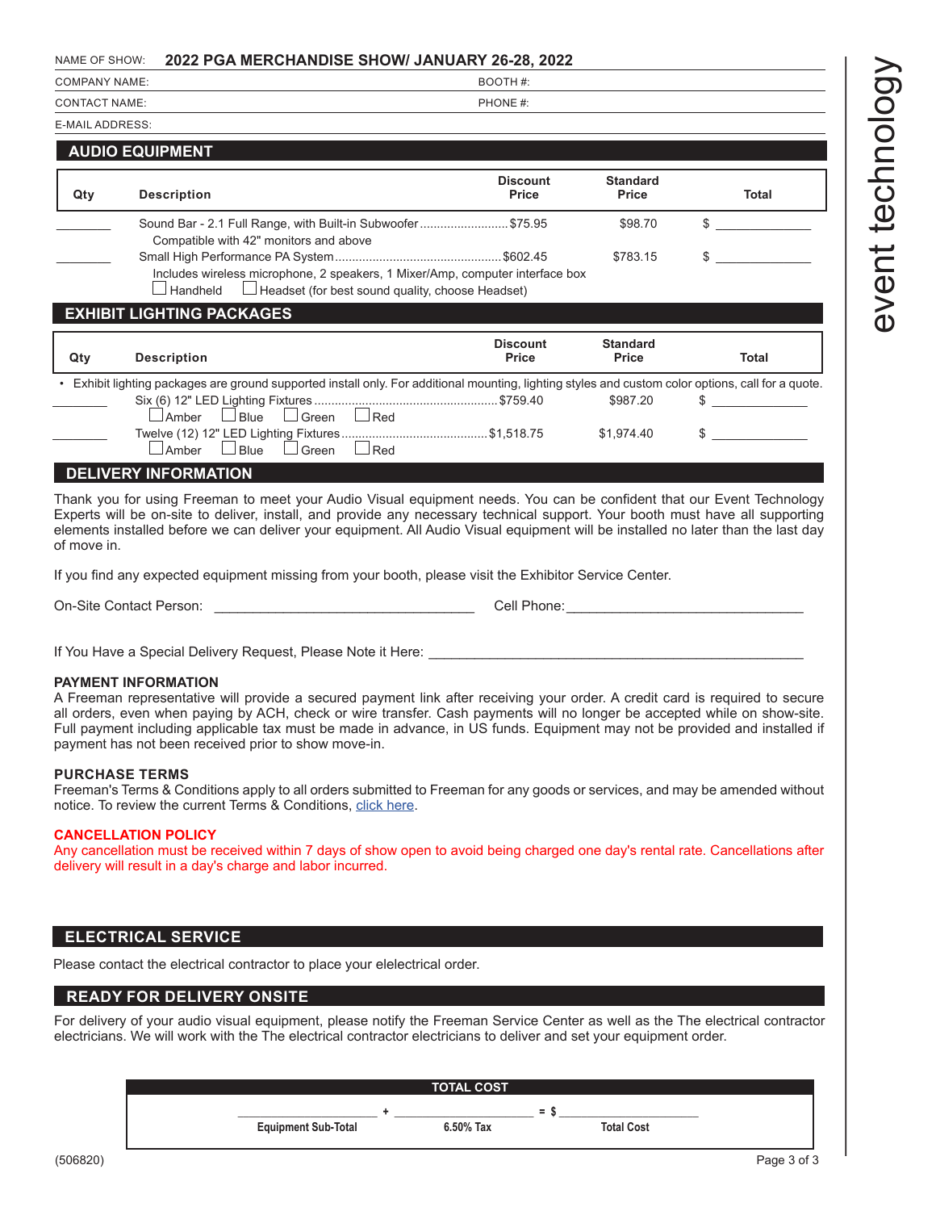NAME OF SHOW: **2022 PGA MERCHANDISE SHOW/ JANUARY 26-28, 2022**

COMPANY NAME: BOOTH #:

CONTACT NAME: PHONE #:

E-MAIL ADDRESS:

event technology

## AUDIO EQUIPMENT

| Qty | Description | Discount Price | Standard Price | Total |
|---|---|---|---|---|
| ________ | Sound Bar - 2.1 Full Range, with Built-in Subwoofer<br>Compatible with 42" monitors and above | $75.95 | $98.70 | $ ____________ |
| ________ | Small High Performance PA System<br>Includes wireless microphone, 2 speakers, 1 Mixer/Amp, computer interface box<br>☐ Handheld ☐ Headset (for best sound quality, choose Headset) | $602.45 | $783.15 | $ ____________ |

## EXHIBIT LIGHTING PACKAGES

| Qty | Description | Discount Price | Standard Price | Total |
|---|---|---|---|---|
| ________ | Six (6) 12" LED Lighting Fixtures<br>☐ Amber ☐ Blue ☐ Green ☐ Red | $759.40 | $987.20 | $ ____________ |
| ________ | Twelve (12) 12" LED Lighting Fixtures<br>☐ Amber ☐ Blue ☐ Green ☐ Red | $1,518.75 | $1,974.40 | $ ____________ |

- Exhibit lighting packages are ground supported install only. For additional mounting, lighting styles and custom color options, call for a quote.

## DELIVERY INFORMATION

Thank you for using Freeman to meet your Audio Visual equipment needs. You can be confident that our Event Technology Experts will be on-site to deliver, install, and provide any necessary technical support. Your booth must have all supporting elements installed before we can deliver your equipment. All Audio Visual equipment will be installed no later than the last day of move in.

If you find any expected equipment missing from your booth, please visit the Exhibitor Service Center.

On-Site Contact Person: ________________________________ Cell Phone: ______________________________

If You Have a Special Delivery Request, Please Note it Here: ______________________________________________

### PAYMENT INFORMATION

A Freeman representative will provide a secured payment link after receiving your order. A credit card is required to secure all orders, even when paying by ACH, check or wire transfer. Cash payments will no longer be accepted while on show-site. Full payment including applicable tax must be made in advance, in US funds. Equipment may not be provided and installed if payment has not been received prior to show move-in.

### PURCHASE TERMS

Freeman's Terms & Conditions apply to all orders submitted to Freeman for any goods or services, and may be amended without notice. To review the current Terms & Conditions, click here.

### CANCELLATION POLICY

Any cancellation must be received within 7 days of show open to avoid being charged one day's rental rate. Cancellations after delivery will result in a day's charge and labor incurred.

## ELECTRICAL SERVICE

Please contact the electrical contractor to place your elelectrical order.

## READY FOR DELIVERY ONSITE

For delivery of your audio visual equipment, please notify the Freeman Service Center as well as the The electrical contractor electricians. We will work with the The electrical contractor electricians to deliver and set your equipment order.

**TOTAL COST**

____________________ + ____________________ = $ ____________________

**Equipment Sub-Total** | **6.50% Tax** | **Total Cost**

(506820)